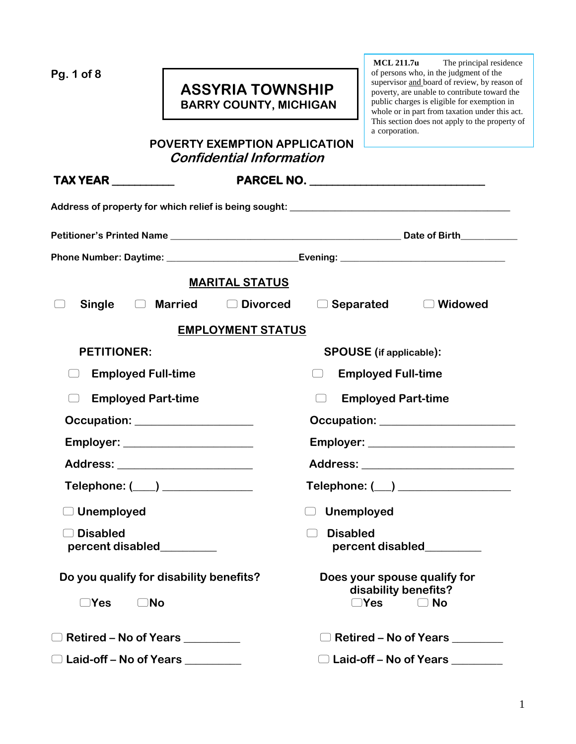# ASSYRIA TOWNSHIP
## BARRY COUNTY, MICHIGAN

**MCL 211.7u** The principal residence of persons who, in the judgment of the supervisor and board of review, by reason of poverty, are unable to contribute toward the public charges is eligible for exemption in whole or in part from taxation under this act. This section does not apply to the property of a corporation.

## POVERTY EXEMPTION APPLICATION
***Confidential Information***

**TAX YEAR __________** **PARCEL NO. ____________________________**

**Address of property for which relief is being sought:** ____________________________________________

**Petitioner's Printed Name** ____________________________________________ **Date of Birth**___________

**Phone Number: Daytime:** ________________________**Evening:** ________________________________

### MARITAL STATUS

☐ Single ☐ Married ☐ Divorced ☐ Separated ☐ Widowed

### EMPLOYMENT STATUS

**PETITIONER:**

☐ Employed Full-time

☐ Employed Part-time

Occupation: ___________________

Employer: ____________________

Address: _____________________

Telephone: (___) ______________

☐ Unemployed

☐ Disabled
percent disabled_________

Do you qualify for disability benefits?

☐Yes ☐No

☐ Retired – No of Years _________

☐ Laid-off – No of Years _________

**SPOUSE** (if applicable)**:**

☐ Employed Full-time

☐ Employed Part-time

Occupation: ______________________

Employer: _______________________

Address: ________________________

Telephone: (___) __________________

☐ Unemployed

☐ Disabled
percent disabled_________

Does your spouse qualify for disability benefits?

☐Yes ☐ No

☐ Retired – No of Years ________

☐ Laid-off – No of Years ________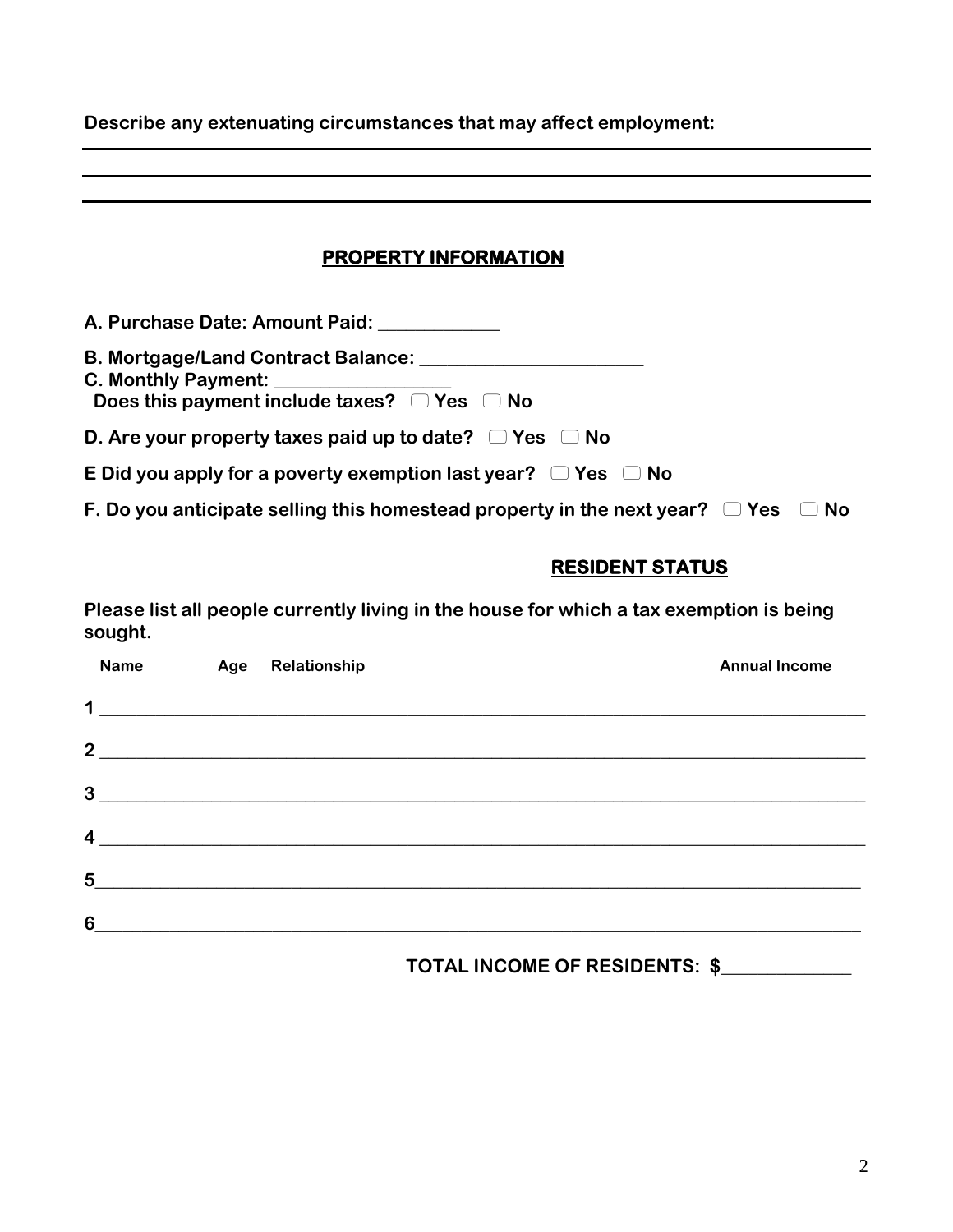**Describe any extenuating circumstances that may affect employment:**

___

___

___

## PROPERTY INFORMATION

**A. Purchase Date: Amount Paid: ____________**

**B. Mortgage/Land Contract Balance: ______________________**

**C. Monthly Payment: _________________**

**Does this payment include taxes? ☐ Yes ☐ No**

**D. Are your property taxes paid up to date? ☐ Yes ☐ No**

**E Did you apply for a poverty exemption last year? ☐ Yes ☐ No**

**F. Do you anticipate selling this homestead property in the next year? ☐ Yes ☐ No**

## RESIDENT STATUS

**Please list all people currently living in the house for which a tax exemption is being sought.**

| | Name | Age | Relationship | Annual Income |
|---|---|---|---|---|
| 1 | | | | |
| 2 | | | | |
| 3 | | | | |
| 4 | | | | |
| 5 | | | | |
| 6 | | | | |

**TOTAL INCOME OF RESIDENTS: $_____________**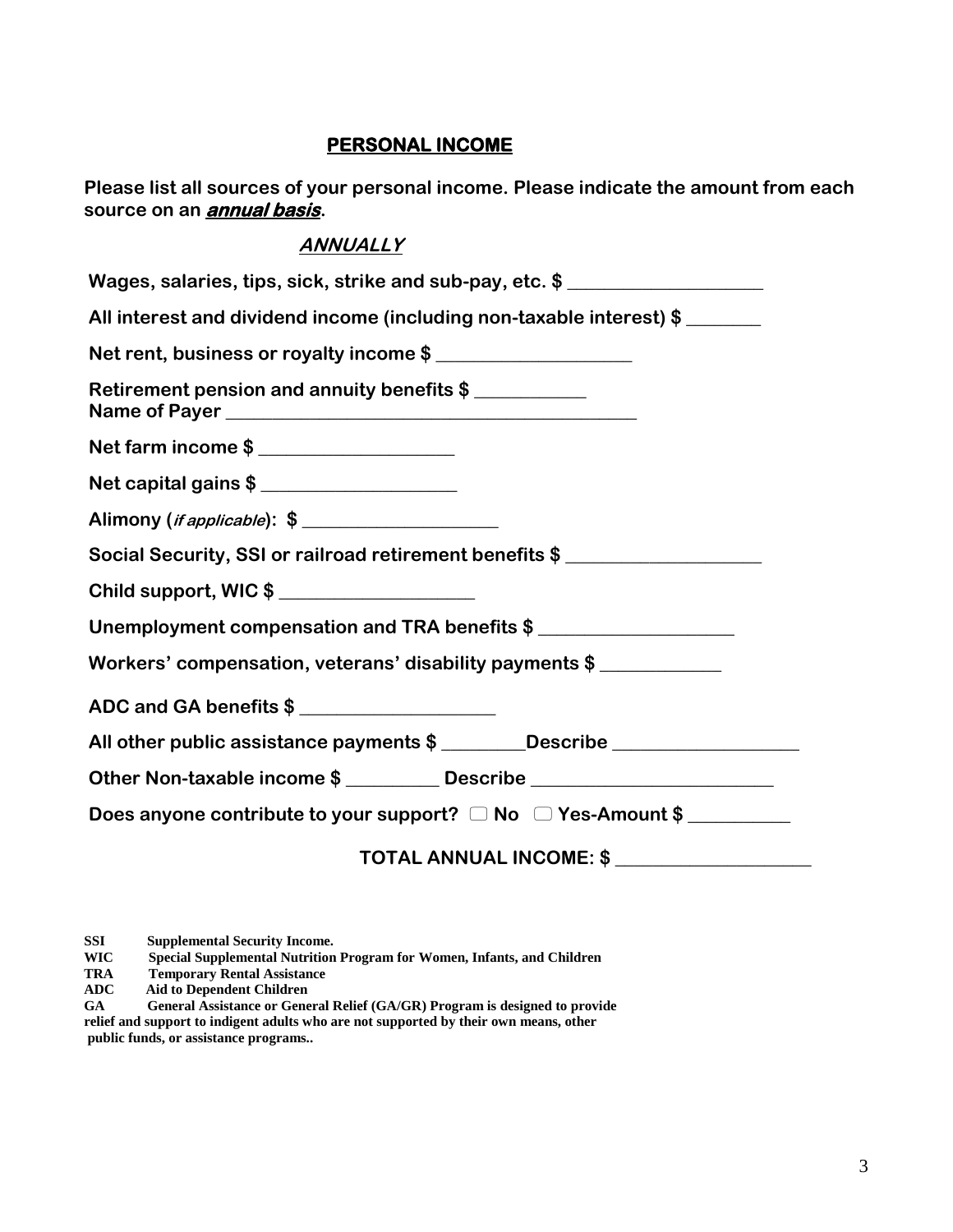## PERSONAL INCOME

**Please list all sources of your personal income. Please indicate the amount from each source on an *annual basis*.**

***ANNUALLY***

**Wages, salaries, tips, sick, strike and sub-pay, etc. $ ____________________**

**All interest and dividend income (including non-taxable interest) $ ________**

**Net rent, business or royalty income $ ____________________**

**Retirement pension and annuity benefits $ ____________**
**Name of Payer ____________________________________________**

**Net farm income $ ____________________**

**Net capital gains $ ____________________**

**Alimony (*if applicable*): $ ____________________**

**Social Security, SSI or railroad retirement benefits $ ____________________**

**Child support, WIC $ ____________________**

**Unemployment compensation and TRA benefits $ ____________________**

**Workers' compensation, veterans' disability payments $ _____________**

**ADC and GA benefits $ ____________________**

**All other public assistance payments $ _________Describe ___________________**

**Other Non-taxable income $ __________ Describe _________________________**

**Does anyone contribute to your support? ☐ No ☐ Yes-Amount $ ___________**

**TOTAL ANNUAL INCOME: $ ____________________**

**SSI** Supplemental Security Income.
**WIC** Special Supplemental Nutrition Program for Women, Infants, and Children
**TRA** Temporary Rental Assistance
**ADC** Aid to Dependent Children
**GA** General Assistance or General Relief (GA/GR) Program is designed to provide relief and support to indigent adults who are not supported by their own means, other public funds, or assistance programs..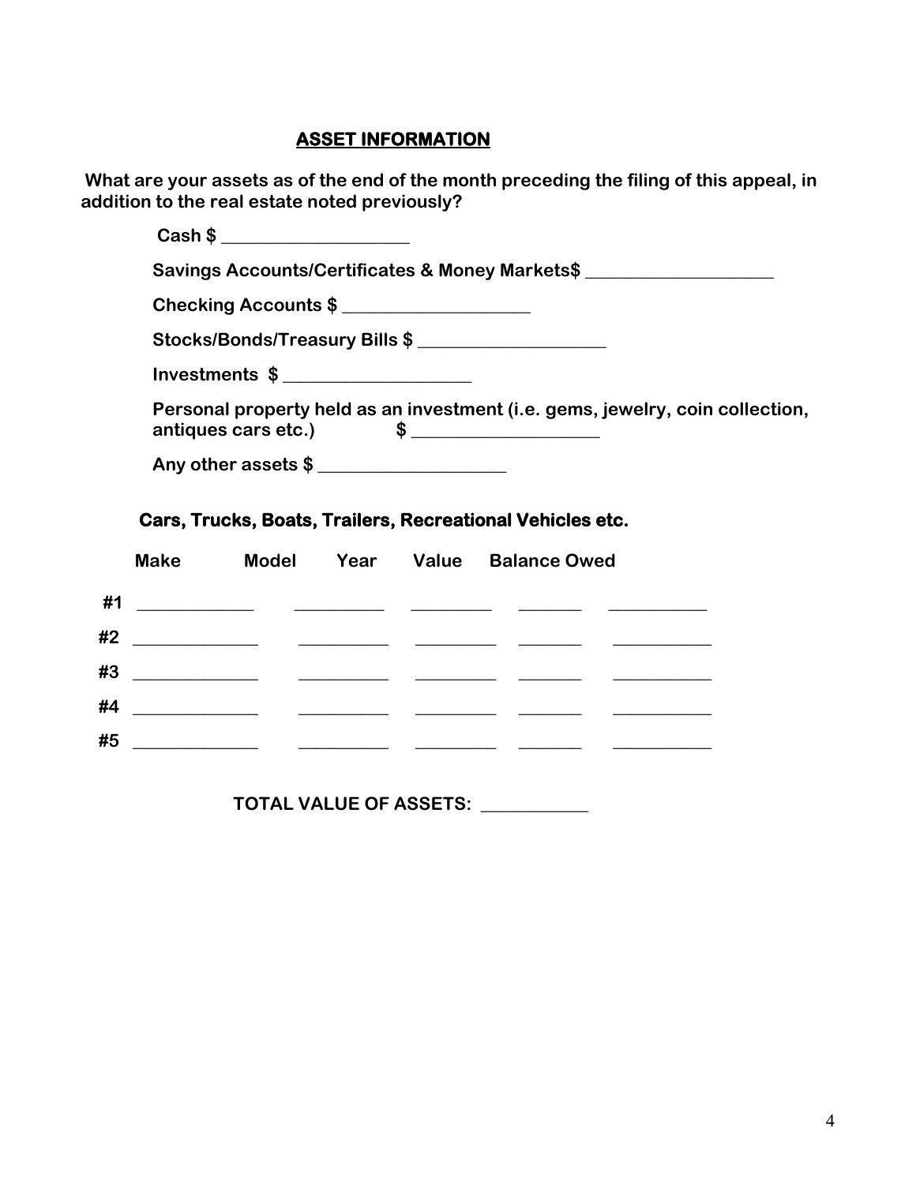## ASSET INFORMATION

**What are your assets as of the end of the month preceding the filing of this appeal, in addition to the real estate noted previously?**

**Cash $ ____________________**

**Savings Accounts/Certificates & Money Markets$ ____________________**

**Checking Accounts $ ____________________**

**Stocks/Bonds/Treasury Bills $ ____________________**

**Investments $ ____________________**

**Personal property held as an investment (i.e. gems, jewelry, coin collection, antiques cars etc.) $ ____________________**

**Any other assets $ ____________________**

**Cars, Trucks, Boats, Trailers, Recreational Vehicles etc.**

| | Make | Model | Year | Value | Balance Owed |
|---|---|---|---|---|---|
| #1 | ____________ | __________ | _________ | _______ | ___________ |
| #2 | ______________ | __________ | _________ | _______ | ___________ |
| #3 | ______________ | __________ | _________ | _______ | ___________ |
| #4 | ______________ | __________ | _________ | _______ | ___________ |
| #5 | ______________ | __________ | _________ | _______ | ___________ |

**TOTAL VALUE OF ASSETS: ___________**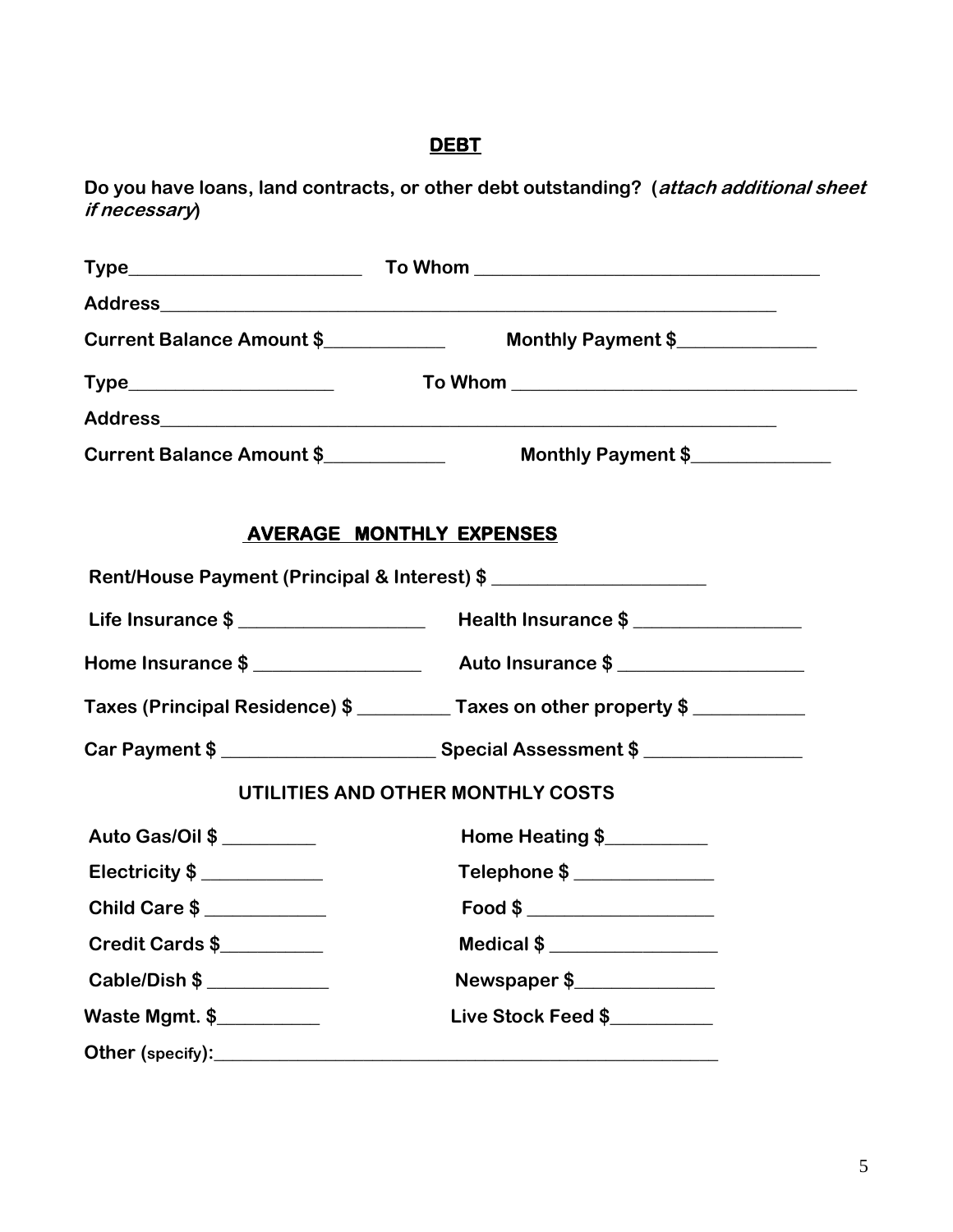## DEBT

**Do you have loans, land contracts, or other debt outstanding? (*attach additional sheet if necessary*)**

**Type**________________________ **To Whom** ____________________________________

**Address**_________________________________________________________________

**Current Balance Amount $**____________ **Monthly Payment $**______________

**Type**_____________________ **To Whom** ____________________________________

**Address**_________________________________________________________________

**Current Balance Amount $**____________ **Monthly Payment $**______________

## AVERAGE MONTHLY EXPENSES

**Rent/House Payment (Principal & Interest) $** _____________________

**Life Insurance $** __________________ **Health Insurance $** ________________

**Home Insurance $** ________________ **Auto Insurance $** __________________

**Taxes (Principal Residence) $** _________ **Taxes on other property $** ___________

**Car Payment $** _____________________ **Special Assessment $** _______________

### UTILITIES AND OTHER MONTHLY COSTS

**Auto Gas/Oil $** _________ **Home Heating $**__________

**Electricity $** ____________ **Telephone $** ______________

**Child Care $** ____________ **Food $** ___________________

**Credit Cards $**__________ **Medical $** ________________

**Cable/Dish $** ____________ **Newspaper $**______________

**Waste Mgmt. $**__________ **Live Stock Feed $**__________

**Other (specify):**_____________________________________________________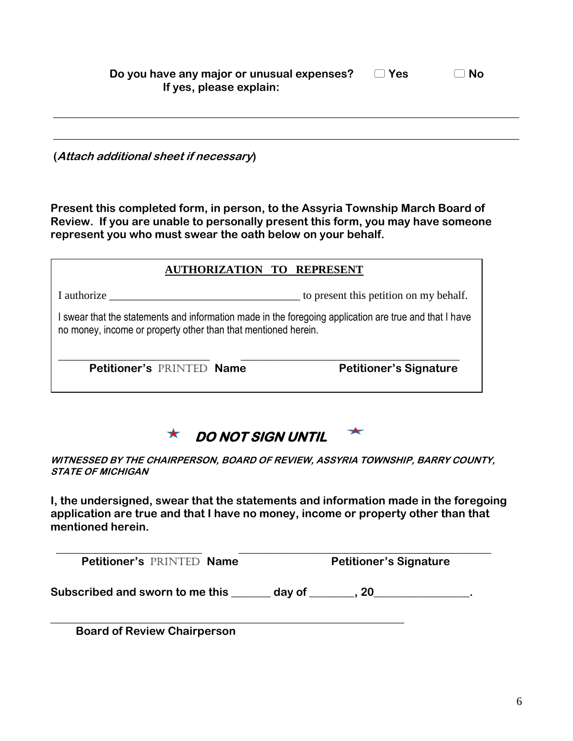**Do you have any major or unusual expenses?** ☐ **Yes** ☐ **No**
**If yes, please explain:**

_______________________________________________________________________________

_______________________________________________________________________________

**(*Attach additional sheet if necessary*)**

**Present this completed form, in person, to the Assyria Township March Board of Review. If you are unable to personally present this form, you may have someone represent you who must swear the oath below on your behalf.**

**AUTHORIZATION TO REPRESENT**

I authorize __________________________________ to present this petition on my behalf.

I swear that the statements and information made in the foregoing application are true and that I have no money, income or property other than that mentioned herein.

___________________________ ________________________________________
**Petitioner's** PRINTED **Name** **Petitioner's Signature**

★ ***DO NOT SIGN UNTIL*** ★

***WITNESSED BY THE CHAIRPERSON, BOARD OF REVIEW, ASSYRIA TOWNSHIP, BARRY COUNTY, STATE OF MICHIGAN***

**I, the undersigned, swear that the statements and information made in the foregoing application are true and that I have no money, income or property other than that mentioned herein.**

___________________________ ____________________________________________
**Petitioner's** PRINTED **Name** **Petitioner's Signature**

**Subscribed and sworn to me this _______ day of ________, 20________________.**

________________________________________________________________
**Board of Review Chairperson**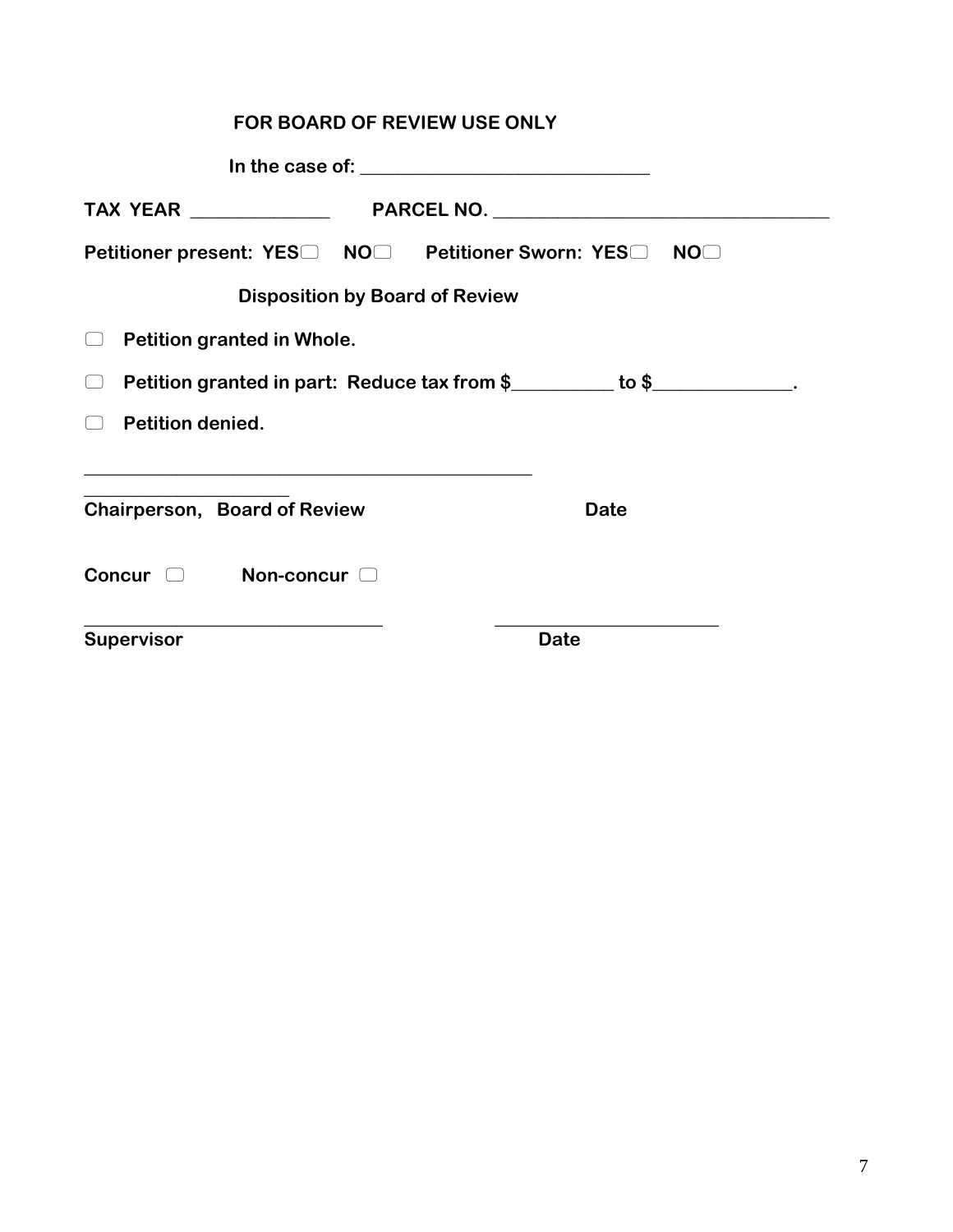**FOR BOARD OF REVIEW USE ONLY**

**In the case of: ______________________________**

**TAX YEAR ______________ PARCEL NO. __________________________________**

**Petitioner present: YES☐ NO☐ Petitioner Sworn: YES☐ NO☐**

**Disposition by Board of Review**

☐ **Petition granted in Whole.**

☐ **Petition granted in part: Reduce tax from $__________ to $_____________.**

☐ **Petition denied.**

_______________________________________________
_____________________
**Chairperson, Board of Review** **Date**

**Concur** ☐ **Non-concur** ☐

_______________________________ _______________________
**Supervisor** **Date**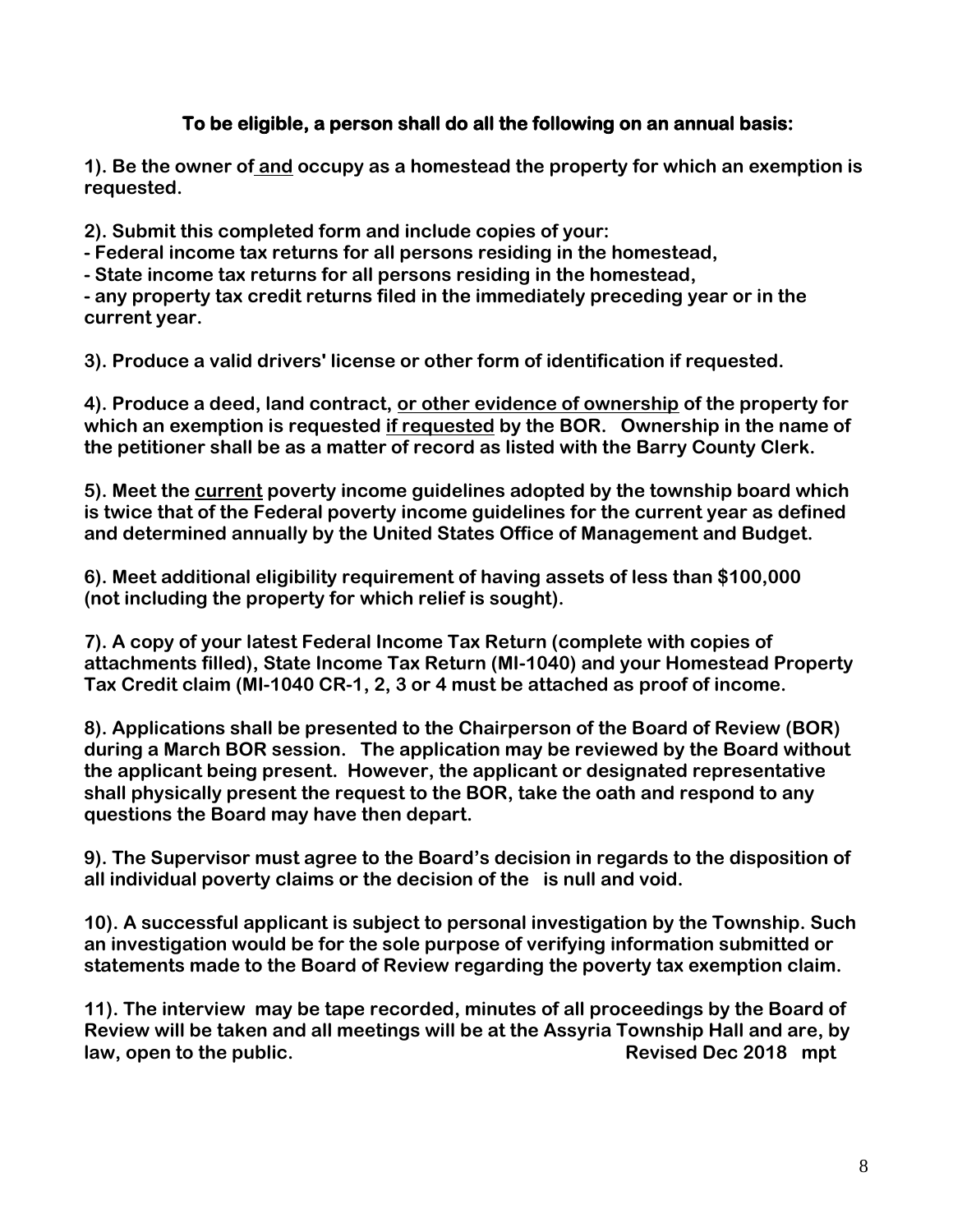**To be eligible, a person shall do all the following on an annual basis:**

**1). Be the owner of <u>and</u> occupy as a homestead the property for which an exemption is requested.**

**2). Submit this completed form and include copies of your:**
**- Federal income tax returns for all persons residing in the homestead,**
**- State income tax returns for all persons residing in the homestead,**
**- any property tax credit returns filed in the immediately preceding year or in the current year.**

**3). Produce a valid drivers' license or other form of identification if requested.**

**4). Produce a deed, land contract, <u>or other evidence of ownership</u> of the property for which an exemption is requested <u>if requested</u> by the BOR. Ownership in the name of the petitioner shall be as a matter of record as listed with the Barry County Clerk.**

**5). Meet the <u>current</u> poverty income guidelines adopted by the township board which is twice that of the Federal poverty income guidelines for the current year as defined and determined annually by the United States Office of Management and Budget.**

**6). Meet additional eligibility requirement of having assets of less than $100,000 (not including the property for which relief is sought).**

**7). A copy of your latest Federal Income Tax Return (complete with copies of attachments filled), State Income Tax Return (MI-1040) and your Homestead Property Tax Credit claim (MI-1040 CR-1, 2, 3 or 4 must be attached as proof of income.**

**8). Applications shall be presented to the Chairperson of the Board of Review (BOR) during a March BOR session. The application may be reviewed by the Board without the applicant being present. However, the applicant or designated representative shall physically present the request to the BOR, take the oath and respond to any questions the Board may have then depart.**

**9). The Supervisor must agree to the Board's decision in regards to the disposition of all individual poverty claims or the decision of the is null and void.**

**10). A successful applicant is subject to personal investigation by the Township. Such an investigation would be for the sole purpose of verifying information submitted or statements made to the Board of Review regarding the poverty tax exemption claim.**

**11). The interview may be tape recorded, minutes of all proceedings by the Board of Review will be taken and all meetings will be at the Assyria Township Hall and are, by law, open to the public.** **Revised Dec 2018 mpt**